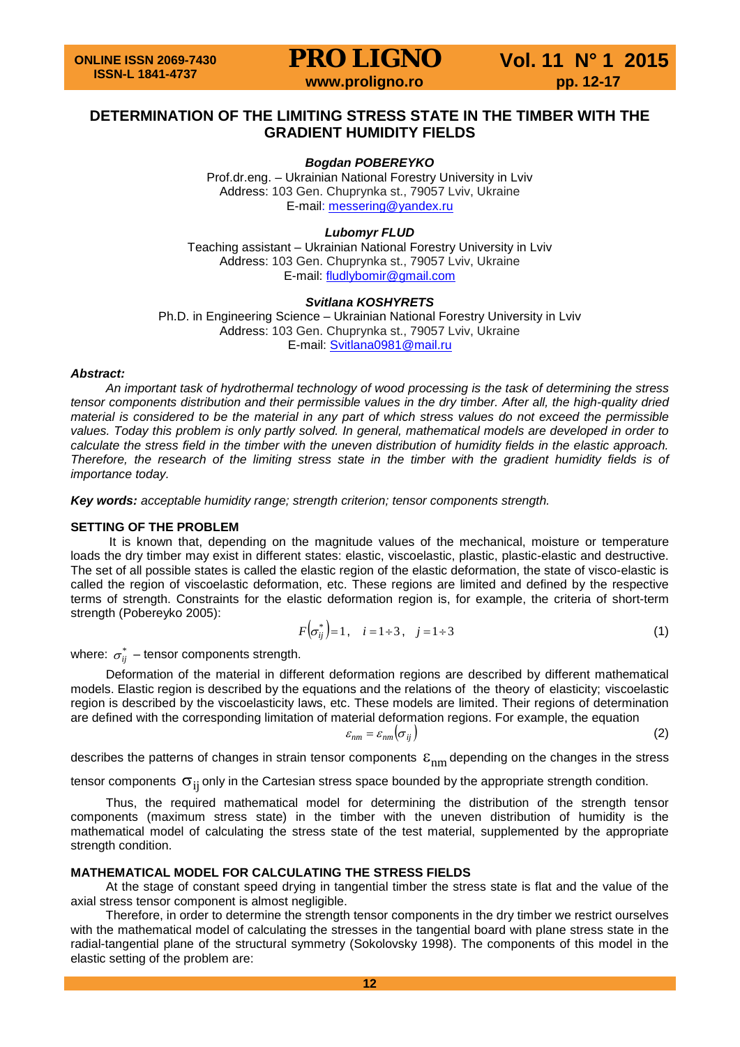# DETERMINATION OF THE LIMITING STRESS STATE IN THE TIMBER WITH THE GRADIENT HUMIDITY FIELDS

***Bogdan POBEREYKO***

Prof.dr.eng. – Ukrainian National Forestry University in Lviv
Address: 103 Gen. Chuprynka st., 79057 Lviv, Ukraine
E-mail: messering@yandex.ru

***Lubomyr FLUD***

Teaching assistant – Ukrainian National Forestry University in Lviv
Address: 103 Gen. Chuprynka st., 79057 Lviv, Ukraine
E-mail: fludlybomir@gmail.com

***Svitlana KOSHYRETS***

Ph.D. in Engineering Science – Ukrainian National Forestry University in Lviv
Address: 103 Gen. Chuprynka st., 79057 Lviv, Ukraine
E-mail: Svitlana0981@mail.ru

***Abstract:***

*An important task of hydrothermal technology of wood processing is the task of determining the stress tensor components distribution and their permissible values in the dry timber. After all, the high-quality dried material is considered to be the material in any part of which stress values do not exceed the permissible values. Today this problem is only partly solved. In general, mathematical models are developed in order to calculate the stress field in the timber with the uneven distribution of humidity fields in the elastic approach. Therefore, the research of the limiting stress state in the timber with the gradient humidity fields is of importance today.*

***Key words:*** *acceptable humidity range; strength criterion; tensor components strength.*

## SETTING OF THE PROBLEM

It is known that, depending on the magnitude values of the mechanical, moisture or temperature loads the dry timber may exist in different states: elastic, viscoelastic, plastic, plastic-elastic and destructive. The set of all possible states is called the elastic region of the elastic deformation, the state of visco-elastic is called the region of viscoelastic deformation, etc. These regions are limited and defined by the respective terms of strength. Constraints for the elastic deformation region is, for example, the criteria of short-term strength (Pobereyko 2005):

$$F\left(\sigma_{ij}^{*}\right)=1, \quad i=1\div 3, \quad j=1\div 3 \tag{1}$$

where: $\sigma_{ij}^{*}$ – tensor components strength.

Deformation of the material in different deformation regions are described by different mathematical models. Elastic region is described by the equations and the relations of the theory of elasticity; viscoelastic region is described by the viscoelasticity laws, etc. These models are limited. Their regions of determination are defined with the corresponding limitation of material deformation regions. For example, the equation

$$\varepsilon_{nm}=\varepsilon_{nm}\left(\sigma_{ij}\right) \tag{2}$$

describes the patterns of changes in strain tensor components $\varepsilon_{nm}$ depending on the changes in the stress tensor components $\sigma_{ij}$ only in the Cartesian stress space bounded by the appropriate strength condition.

Thus, the required mathematical model for determining the distribution of the strength tensor components (maximum stress state) in the timber with the uneven distribution of humidity is the mathematical model of calculating the stress state of the test material, supplemented by the appropriate strength condition.

## MATHEMATICAL MODEL FOR CALCULATING THE STRESS FIELDS

At the stage of constant speed drying in tangential timber the stress state is flat and the value of the axial stress tensor component is almost negligible.

Therefore, in order to determine the strength tensor components in the dry timber we restrict ourselves with the mathematical model of calculating the stresses in the tangential board with plane stress state in the radial-tangential plane of the structural symmetry (Sokolovsky 1998). The components of this model in the elastic setting of the problem are: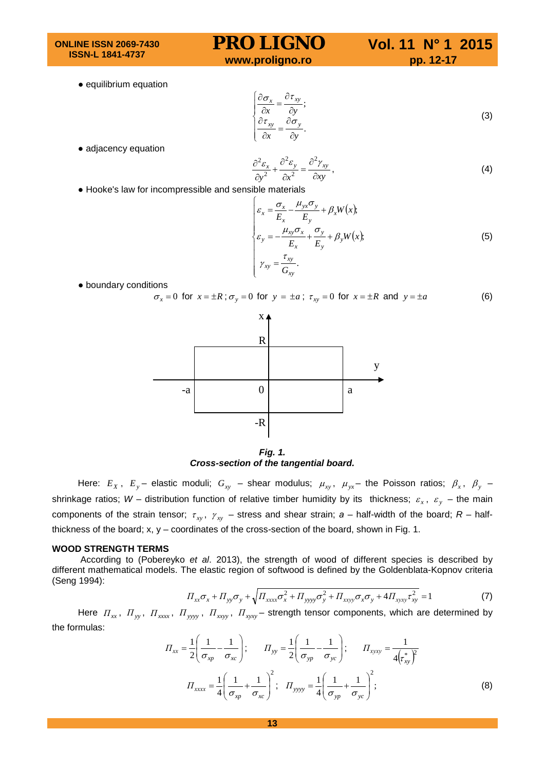- equilibrium equation

$$\begin{cases} \dfrac{\partial \sigma_x}{\partial x} = \dfrac{\partial \tau_{xy}}{\partial y}; \\ \dfrac{\partial \tau_{xy}}{\partial x} = \dfrac{\partial \sigma_y}{\partial y}. \end{cases} \tag{3}$$

- adjacency equation

$$\frac{\partial^2 \varepsilon_x}{\partial y^2} + \frac{\partial^2 \varepsilon_y}{\partial x^2} = \frac{\partial^2 \gamma_{xy}}{\partial xy}, \tag{4}$$

- Hooke's law for incompressible and sensible materials

$$\begin{cases} \varepsilon_x = \dfrac{\sigma_x}{E_x} - \dfrac{\mu_{yx}\sigma_y}{E_y} + \beta_x W(x); \\ \varepsilon_y = -\dfrac{\mu_{xy}\sigma_x}{E_x} + \dfrac{\sigma_y}{E_y} + \beta_y W(x); \\ \gamma_{xy} = \dfrac{\tau_{xy}}{G_{xy}}. \end{cases} \tag{5}$$

- boundary conditions

$$\sigma_x = 0 \text{ for } x = \pm R;\ \sigma_y = 0 \text{ for } y = \pm a;\ \tau_{xy} = 0 \text{ for } x = \pm R \text{ and } y = \pm a \tag{6}$$

*Fig. 1.*
***Cross-section of the tangential board.***

Here: $E_X$, $E_y$ – elastic moduli; $G_{xy}$ – shear modulus; $\mu_{xy}$, $\mu_{yx}$ – the Poisson ratios; $\beta_x$, $\beta_y$ – shrinkage ratios; *W* – distribution function of relative timber humidity by its thickness; $\varepsilon_x$, $\varepsilon_y$ – the main components of the strain tensor; $\tau_{xy}$, $\gamma_{xy}$ – stress and shear strain; *a* – half-width of the board; *R* – half-thickness of the board; x, y – coordinates of the cross-section of the board, shown in Fig. 1.

## WOOD STRENGTH TERMS

According to (Pobereyko *et al*. 2013), the strength of wood of different species is described by different mathematical models. The elastic region of softwood is defined by the Goldenblata-Kopnov criteria (Seng 1994):

$$\Pi_{xx}\sigma_x + \Pi_{yy}\sigma_y + \sqrt{\Pi_{xxxx}\sigma_x^2 + \Pi_{yyyy}\sigma_y^2 + \Pi_{xxyy}\sigma_x\sigma_y + 4\Pi_{xyxy}\tau_{xy}^2} = 1 \tag{7}$$

Here $\Pi_{xx}$, $\Pi_{yy}$, $\Pi_{xxxx}$, $\Pi_{yyyy}$, $\Pi_{xxyy}$, $\Pi_{xyxy}$ – strength tensor components, which are determined by the formulas:

$$\Pi_{xx} = \frac{1}{2}\left(\frac{1}{\sigma_{xp}} - \frac{1}{\sigma_{xc}}\right); \quad \Pi_{yy} = \frac{1}{2}\left(\frac{1}{\sigma_{yp}} - \frac{1}{\sigma_{yc}}\right); \quad \Pi_{xyxy} = \frac{1}{4\left(\tau_{xy}^*\right)^2}$$

$$\Pi_{xxxx} = \frac{1}{4}\left(\frac{1}{\sigma_{xp}} + \frac{1}{\sigma_{xc}}\right)^2; \quad \Pi_{yyyy} = \frac{1}{4}\left(\frac{1}{\sigma_{yp}} + \frac{1}{\sigma_{yc}}\right)^2; \tag{8}$$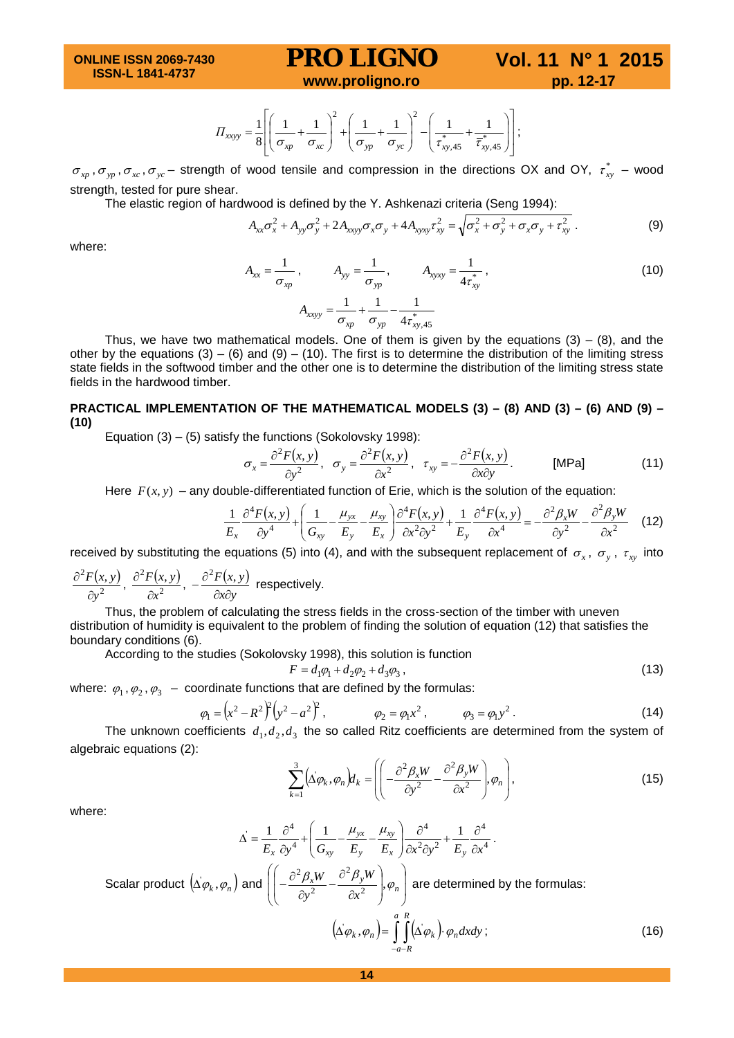$$\Pi_{xxyy} = \frac{1}{8}\left[\left(\frac{1}{\sigma_{xp}} + \frac{1}{\sigma_{xc}}\right)^2 + \left(\frac{1}{\sigma_{yp}} + \frac{1}{\sigma_{yc}}\right)^2 - \left(\frac{1}{\tau^*_{xy,45}} + \frac{1}{\overline{\tau}^*_{xy,45}}\right)\right];$$

$\sigma_{xp}, \sigma_{yp}, \sigma_{xc}, \sigma_{yc}$ – strength of wood tensile and compression in the directions OX and OY, $\tau^*_{xy}$ – wood strength, tested for pure shear.

The elastic region of hardwood is defined by the Y. Ashkenazi criteria (Seng 1994):

$$A_{xx}\sigma_x^2 + A_{yy}\sigma_y^2 + 2A_{xxyy}\sigma_x\sigma_y + 4A_{xyxy}\tau_{xy}^2 = \sqrt{\sigma_x^2 + \sigma_y^2 + \sigma_x\sigma_y + \tau_{xy}^2}\,. \tag{9}$$

where:

$$A_{xx} = \frac{1}{\sigma_{xp}}, \qquad A_{yy} = \frac{1}{\sigma_{yp}}, \qquad A_{xyxy} = \frac{1}{4\tau^*_{xy}}, \tag{10}$$

$$A_{xxyy} = \frac{1}{\sigma_{xp}} + \frac{1}{\sigma_{yp}} - \frac{1}{4\tau^*_{xy,45}}$$

Thus, we have two mathematical models. One of them is given by the equations (3) – (8), and the other by the equations (3) – (6) and (9) – (10). The first is to determine the distribution of the limiting stress state fields in the softwood timber and the other one is to determine the distribution of the limiting stress state fields in the hardwood timber.

## PRACTICAL IMPLEMENTATION OF THE MATHEMATICAL MODELS (3) – (8) AND (3) – (6) AND (9) – (10)

Equation (3) – (5) satisfy the functions (Sokolovsky 1998):

$$\sigma_x = \frac{\partial^2 F(x,y)}{\partial y^2}, \quad \sigma_y = \frac{\partial^2 F(x,y)}{\partial x^2}, \quad \tau_{xy} = -\frac{\partial^2 F(x,y)}{\partial x \partial y}. \qquad \text{[MPa]} \tag{11}$$

Here $F(x,y)$ – any double-differentiated function of Erie, which is the solution of the equation:

$$\frac{1}{E_x}\frac{\partial^4 F(x,y)}{\partial y^4} + \left(\frac{1}{G_{xy}} - \frac{\mu_{yx}}{E_y} - \frac{\mu_{xy}}{E_x}\right)\frac{\partial^4 F(x,y)}{\partial x^2 \partial y^2} + \frac{1}{E_y}\frac{\partial^4 F(x,y)}{\partial x^4} = -\frac{\partial^2 \beta_x W}{\partial y^2} - \frac{\partial^2 \beta_y W}{\partial x^2} \tag{12}$$

received by substituting the equations (5) into (4), and with the subsequent replacement of $\sigma_x$, $\sigma_y$, $\tau_{xy}$ into $\frac{\partial^2 F(x,y)}{\partial y^2}$, $\frac{\partial^2 F(x,y)}{\partial x^2}$, $-\frac{\partial^2 F(x,y)}{\partial x \partial y}$ respectively.

Thus, the problem of calculating the stress fields in the cross-section of the timber with uneven distribution of humidity is equivalent to the problem of finding the solution of equation (12) that satisfies the boundary conditions (6).

According to the studies (Sokolovsky 1998), this solution is function

$$F = d_1\varphi_1 + d_2\varphi_2 + d_3\varphi_3\,, \tag{13}$$

where: $\varphi_1, \varphi_2, \varphi_3$ – coordinate functions that are defined by the formulas:

$$\varphi_1 = \left(x^2 - R^2\right)^2\left(y^2 - a^2\right)^2, \qquad \varphi_2 = \varphi_1 x^2, \qquad \varphi_3 = \varphi_1 y^2\,. \tag{14}$$

The unknown coefficients $d_1, d_2, d_3$ the so called Ritz coefficients are determined from the system of algebraic equations (2):

$$\sum_{k=1}^{3}\left(\Delta'\varphi_k, \varphi_n\right)d_k = \left(\left(-\frac{\partial^2 \beta_x W}{\partial y^2} - \frac{\partial^2 \beta_y W}{\partial x^2}\right), \varphi_n\right), \tag{15}$$

where:

$$\Delta' = \frac{1}{E_x}\frac{\partial^4}{\partial y^4} + \left(\frac{1}{G_{xy}} - \frac{\mu_{yx}}{E_y} - \frac{\mu_{xy}}{E_x}\right)\frac{\partial^4}{\partial x^2 \partial y^2} + \frac{1}{E_y}\frac{\partial^4}{\partial x^4}\,.$$

Scalar product $\left(\Delta'\varphi_k, \varphi_n\right)$ and $\left(\left(-\frac{\partial^2 \beta_x W}{\partial y^2} - \frac{\partial^2 \beta_y W}{\partial x^2}\right), \varphi_n\right)$ are determined by the formulas:

$$\left(\Delta'\varphi_k, \varphi_n\right) = \int_{-a}^{a}\int_{-R}^{R}\left(\Delta'\varphi_k\right)\cdot\varphi_n\,dxdy\,; \tag{16}$$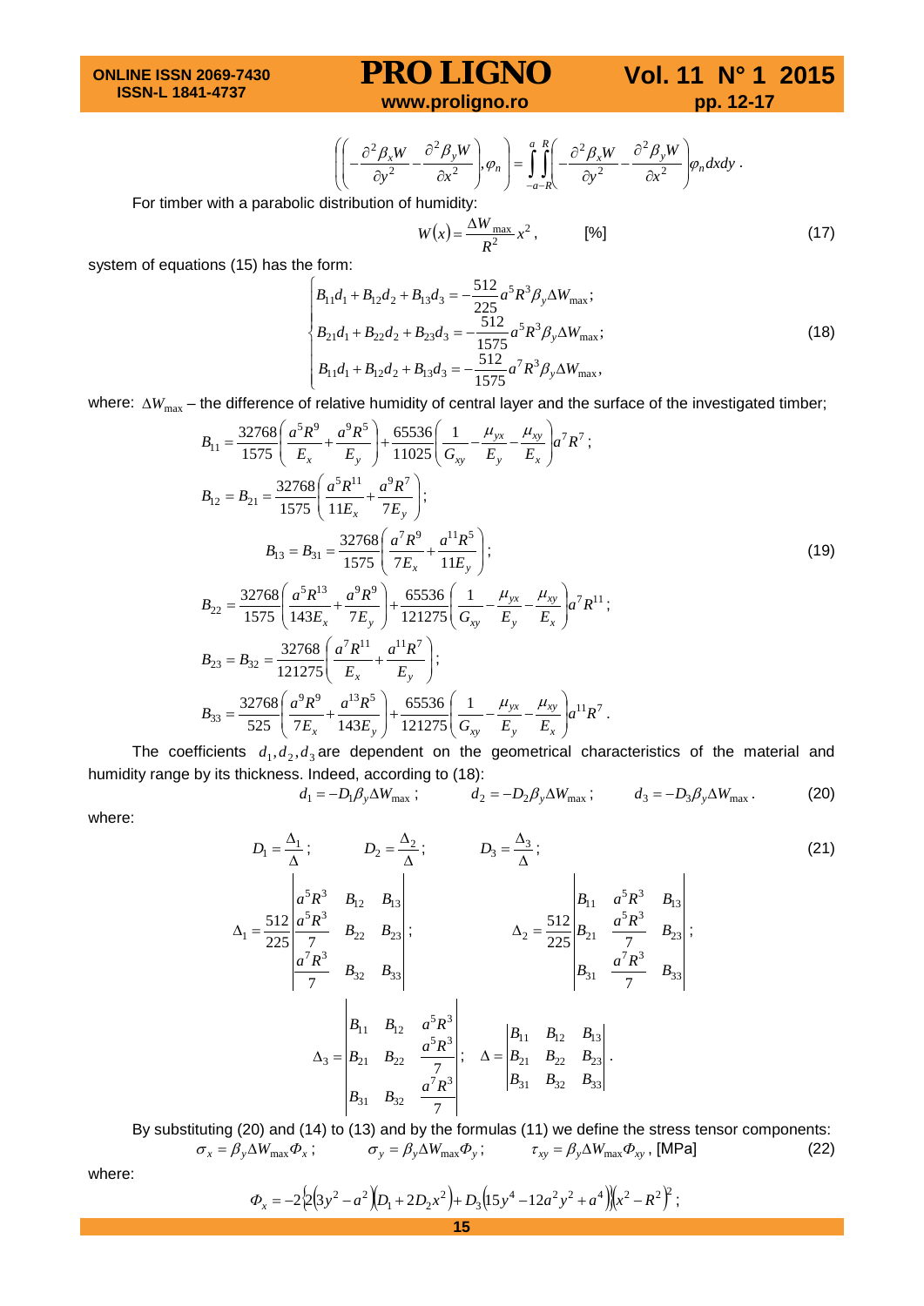$$\left(\left(-\frac{\partial^2 \beta_x W}{\partial y^2}-\frac{\partial^2 \beta_y W}{\partial x^2}\right),\varphi_n\right)=\int_{-a}^{a}\int_{-R}^{R}\left(-\frac{\partial^2 \beta_x W}{\partial y^2}-\frac{\partial^2 \beta_y W}{\partial x^2}\right)\varphi_n dxdy\,.$$

For timber with a parabolic distribution of humidity:

$$W(x)=\frac{\Delta W_{\max}}{R^2}x^2\,, \qquad [\%] \tag{17}$$

system of equations (15) has the form:

$$\begin{cases} B_{11}d_1+B_{12}d_2+B_{13}d_3=-\dfrac{512}{225}a^5R^3\beta_y\Delta W_{\max};\\ B_{21}d_1+B_{22}d_2+B_{23}d_3=-\dfrac{512}{1575}a^5R^3\beta_y\Delta W_{\max};\\ B_{11}d_1+B_{12}d_2+B_{13}d_3=-\dfrac{512}{1575}a^7R^3\beta_y\Delta W_{\max}, \end{cases} \tag{18}$$

where: $\Delta W_{\max}$ – the difference of relative humidity of central layer and the surface of the investigated timber;

$$B_{11}=\frac{32768}{1575}\left(\frac{a^5R^9}{E_x}+\frac{a^9R^5}{E_y}\right)+\frac{65536}{11025}\left(\frac{1}{G_{xy}}-\frac{\mu_{yx}}{E_y}-\frac{\mu_{xy}}{E_x}\right)a^7R^7\,;$$

$$B_{12}=B_{21}=\frac{32768}{1575}\left(\frac{a^5R^{11}}{11E_x}+\frac{a^9R^7}{7E_y}\right);$$

$$B_{13}=B_{31}=\frac{32768}{1575}\left(\frac{a^7R^9}{7E_x}+\frac{a^{11}R^5}{11E_y}\right); \tag{19}$$

$$B_{22}=\frac{32768}{1575}\left(\frac{a^5R^{13}}{143E_x}+\frac{a^9R^9}{7E_y}\right)+\frac{65536}{121275}\left(\frac{1}{G_{xy}}-\frac{\mu_{yx}}{E_y}-\frac{\mu_{xy}}{E_x}\right)a^7R^{11}\,;$$

$$B_{23}=B_{32}=\frac{32768}{121275}\left(\frac{a^7R^{11}}{E_x}+\frac{a^{11}R^7}{E_y}\right);$$

$$B_{33}=\frac{32768}{525}\left(\frac{a^9R^9}{7E_x}+\frac{a^{13}R^5}{143E_y}\right)+\frac{65536}{121275}\left(\frac{1}{G_{xy}}-\frac{\mu_{yx}}{E_y}-\frac{\mu_{xy}}{E_x}\right)a^{11}R^7\,.$$

The coefficients $d_1, d_2, d_3$ are dependent on the geometrical characteristics of the material and humidity range by its thickness. Indeed, according to (18):

$$d_1=-D_1\beta_y\Delta W_{\max}\,; \qquad d_2=-D_2\beta_y\Delta W_{\max}\,; \qquad d_3=-D_3\beta_y\Delta W_{\max}\,. \tag{20}$$

where:

$$D_1=\frac{\Delta_1}{\Delta}\,; \qquad D_2=\frac{\Delta_2}{\Delta}\,; \qquad D_3=\frac{\Delta_3}{\Delta}\,; \tag{21}$$

$$\Delta_1=\frac{512}{225}\begin{vmatrix} a^5R^3 & B_{12} & B_{13}\\ \dfrac{a^5R^3}{7} & B_{22} & B_{23}\\ \dfrac{a^7R^3}{7} & B_{32} & B_{33}\end{vmatrix}; \qquad \Delta_2=\frac{512}{225}\begin{vmatrix} B_{11} & a^5R^3 & B_{13}\\ B_{21} & \dfrac{a^5R^3}{7} & B_{23}\\ B_{31} & \dfrac{a^7R^3}{7} & B_{33}\end{vmatrix};$$

$$\Delta_3=\begin{vmatrix} B_{11} & B_{12} & a^5R^3\\ B_{21} & B_{22} & \dfrac{a^5R^3}{7}\\ B_{31} & B_{32} & \dfrac{a^7R^3}{7}\end{vmatrix}; \quad \Delta=\begin{vmatrix} B_{11} & B_{12} & B_{13}\\ B_{21} & B_{22} & B_{23}\\ B_{31} & B_{32} & B_{33}\end{vmatrix}.$$

By substituting (20) and (14) to (13) and by the formulas (11) we define the stress tensor components:

$$\sigma_x=\beta_y\Delta W_{\max}\Phi_x\,; \qquad \sigma_y=\beta_y\Delta W_{\max}\Phi_y\,; \qquad \tau_{xy}=\beta_y\Delta W_{\max}\Phi_{xy}\,, \text{ [MPa]} \tag{22}$$

where:

$$\Phi_x=-2\left(2\left(3y^2-a^2\right)\left(D_1+2D_2x^2\right)+D_3\left(15y^4-12a^2y^2+a^4\right)\right)\left(x^2-R^2\right)^2;$$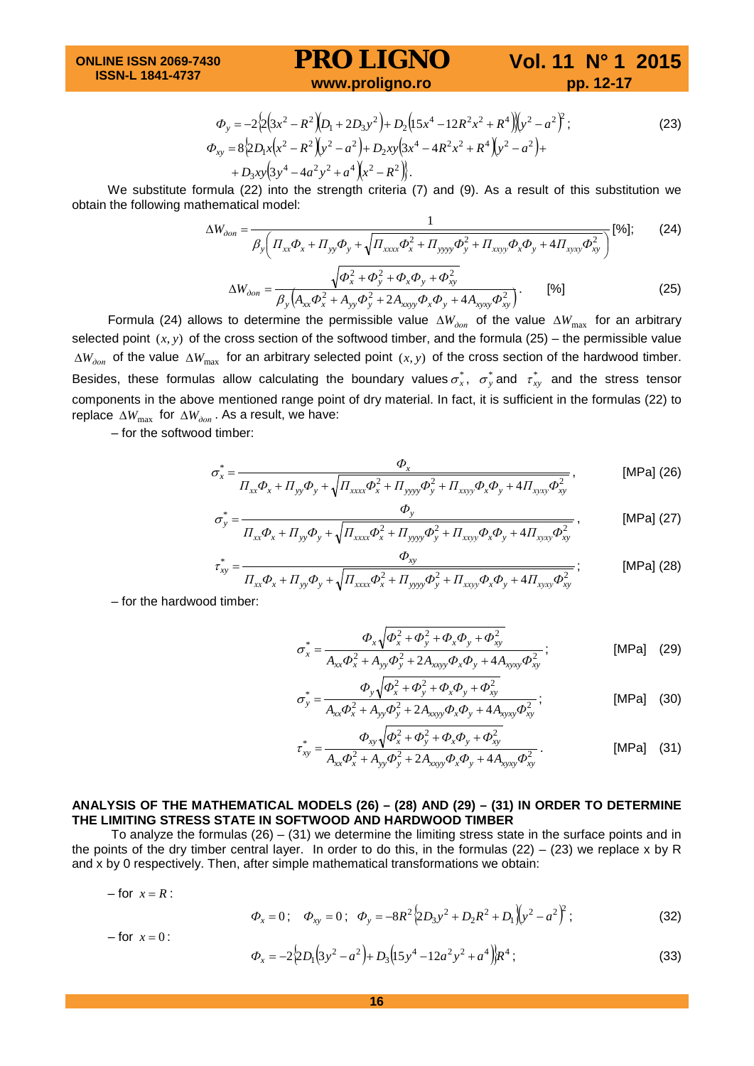$$\Phi_y = -2\{2(3x^2 - R^2)(D_1 + 2D_3 y^2) + D_2(15x^4 - 12R^2x^2 + R^4)\}(y^2 - a^2)^2; \tag{23}$$

$$\Phi_{xy} = 8\{2D_1 x(x^2 - R^2)(y^2 - a^2) + D_2 xy(3x^4 - 4R^2x^2 + R^4)(y^2 - a^2) +$$
$$+ D_3 xy(3y^4 - 4a^2y^2 + a^4)(x^2 - R^2)\}.$$

We substitute formula (22) into the strength criteria (7) and (9). As a result of this substitution we obtain the following mathematical model:

$$\Delta W_{\partial on} = \frac{1}{\beta_y\left(\Pi_{xx}\Phi_x + \Pi_{yy}\Phi_y + \sqrt{\Pi_{xxxx}\Phi_x^2 + \Pi_{yyyy}\Phi_y^2 + \Pi_{xxyy}\Phi_x\Phi_y + 4\Pi_{xyxy}\Phi_{xy}^2}\right)} \text{ [\%]}; \tag{24}$$

$$\Delta W_{\partial on} = \frac{\sqrt{\Phi_x^2 + \Phi_y^2 + \Phi_x\Phi_y + \Phi_{xy}^2}}{\beta_y\left(A_{xx}\Phi_x^2 + A_{yy}\Phi_y^2 + 2A_{xxyy}\Phi_x\Phi_y + 4A_{xyxy}\Phi_{xy}^2\right)}. \quad \text{[\%]} \tag{25}$$

Formula (24) allows to determine the permissible value $\Delta W_{\partial on}$ of the value $\Delta W_{\max}$ for an arbitrary selected point $(x, y)$ of the cross section of the softwood timber, and the formula (25) – the permissible value $\Delta W_{\partial on}$ of the value $\Delta W_{\max}$ for an arbitrary selected point $(x, y)$ of the cross section of the hardwood timber. Besides, these formulas allow calculating the boundary values $\sigma_x^*$, $\sigma_y^*$ and $\tau_{xy}^*$ and the stress tensor components in the above mentioned range point of dry material. In fact, it is sufficient in the formulas (22) to replace $\Delta W_{\max}$ for $\Delta W_{\partial on}$. As a result, we have:

– for the softwood timber:

$$\sigma_x^* = \frac{\Phi_x}{\Pi_{xx}\Phi_x + \Pi_{yy}\Phi_y + \sqrt{\Pi_{xxxx}\Phi_x^2 + \Pi_{yyyy}\Phi_y^2 + \Pi_{xxyy}\Phi_x\Phi_y + 4\Pi_{xyxy}\Phi_{xy}^2}}, \quad \text{[MPa]} \tag{26}$$

$$\sigma_y^* = \frac{\Phi_y}{\Pi_{xx}\Phi_x + \Pi_{yy}\Phi_y + \sqrt{\Pi_{xxxx}\Phi_x^2 + \Pi_{yyyy}\Phi_y^2 + \Pi_{xxyy}\Phi_x\Phi_y + 4\Pi_{xyxy}\Phi_{xy}^2}}, \quad \text{[MPa]} \tag{27}$$

$$\tau_{xy}^* = \frac{\Phi_{xy}}{\Pi_{xx}\Phi_x + \Pi_{yy}\Phi_y + \sqrt{\Pi_{xxxx}\Phi_x^2 + \Pi_{yyyy}\Phi_y^2 + \Pi_{xxyy}\Phi_x\Phi_y + 4\Pi_{xyxy}\Phi_{xy}^2}}; \quad \text{[MPa]} \tag{28}$$

– for the hardwood timber:

$$\sigma_x^* = \frac{\Phi_x\sqrt{\Phi_x^2 + \Phi_y^2 + \Phi_x\Phi_y + \Phi_{xy}^2}}{A_{xx}\Phi_x^2 + A_{yy}\Phi_y^2 + 2A_{xxyy}\Phi_x\Phi_y + 4A_{xyxy}\Phi_{xy}^2}; \quad \text{[MPa]} \tag{29}$$

$$\sigma_y^* = \frac{\Phi_y\sqrt{\Phi_x^2 + \Phi_y^2 + \Phi_x\Phi_y + \Phi_{xy}^2}}{A_{xx}\Phi_x^2 + A_{yy}\Phi_y^2 + 2A_{xxyy}\Phi_x\Phi_y + 4A_{xyxy}\Phi_{xy}^2}; \quad \text{[MPa]} \tag{30}$$

$$\tau_{xy}^* = \frac{\Phi_{xy}\sqrt{\Phi_x^2 + \Phi_y^2 + \Phi_x\Phi_y + \Phi_{xy}^2}}{A_{xx}\Phi_x^2 + A_{yy}\Phi_y^2 + 2A_{xxyy}\Phi_x\Phi_y + 4A_{xyxy}\Phi_{xy}^2}. \quad \text{[MPa]} \tag{31}$$

## ANALYSIS OF THE MATHEMATICAL MODELS (26) – (28) AND (29) – (31) IN ORDER TO DETERMINE THE LIMITING STRESS STATE IN SOFTWOOD AND HARDWOOD TIMBER

To analyze the formulas (26) – (31) we determine the limiting stress state in the surface points and in the points of the dry timber central layer. In order to do this, in the formulas (22) – (23) we replace x by R and x by 0 respectively. Then, after simple mathematical transformations we obtain:

– for $x = R$:

$$\Phi_x = 0; \quad \Phi_{xy} = 0; \quad \Phi_y = -8R^2\{2D_3y^2 + D_2R^2 + D_1\}(y^2 - a^2)^2; \tag{32}$$

– for $x = 0$:

$$\Phi_x = -2\{2D_1(3y^2 - a^2) + D_3(15y^4 - 12a^2y^2 + a^4)\}R^4; \tag{33}$$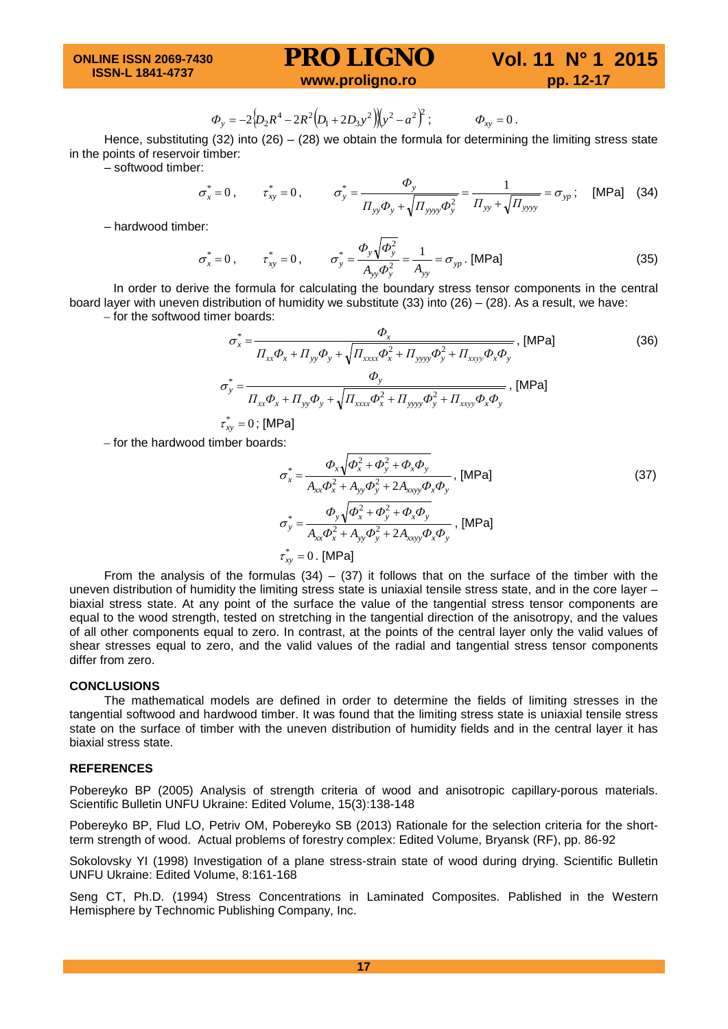$$\Phi_y = -2\left(D_2 R^4 - 2R^2\left(D_1 + 2D_3 y^2\right)\right)\left(y^2 - a^2\right)^2; \qquad \Phi_{xy} = 0.$$

Hence, substituting (32) into (26) – (28) we obtain the formula for determining the limiting stress state in the points of reservoir timber:

– softwood timber:

$$\sigma_x^* = 0, \qquad \tau_{xy}^* = 0, \qquad \sigma_y^* = \frac{\Phi_y}{\Pi_{yy}\Phi_y + \sqrt{\Pi_{yyyy}\Phi_y^2}} = \frac{1}{\Pi_{yy} + \sqrt{\Pi_{yyyy}}} = \sigma_{yp}; \quad \text{[MPa]} \quad (34)$$

– hardwood timber:

$$\sigma_x^* = 0, \qquad \tau_{xy}^* = 0, \qquad \sigma_y^* = \frac{\Phi_y\sqrt{\Phi_y^2}}{A_{yy}\Phi_y^2} = \frac{1}{A_{yy}} = \sigma_{yp}. \text{ [MPa]} \quad (35)$$

In order to derive the formula for calculating the boundary stress tensor components in the central board layer with uneven distribution of humidity we substitute (33) into (26) – (28). As a result, we have:

– for the softwood timer boards:

$$\sigma_x^* = \frac{\Phi_x}{\Pi_{xx}\Phi_x + \Pi_{yy}\Phi_y + \sqrt{\Pi_{xxxx}\Phi_x^2 + \Pi_{yyyy}\Phi_y^2 + \Pi_{xxyy}\Phi_x\Phi_y}}, \text{ [MPa]} \quad (36)$$

$$\sigma_y^* = \frac{\Phi_y}{\Pi_{xx}\Phi_x + \Pi_{yy}\Phi_y + \sqrt{\Pi_{xxxx}\Phi_x^2 + \Pi_{yyyy}\Phi_y^2 + \Pi_{xxyy}\Phi_x\Phi_y}}, \text{ [MPa]}$$

$$\tau_{xy}^* = 0; \text{ [MPa]}$$

– for the hardwood timber boards:

$$\sigma_x^* = \frac{\Phi_x\sqrt{\Phi_x^2 + \Phi_y^2 + \Phi_x\Phi_y}}{A_{xx}\Phi_x^2 + A_{yy}\Phi_y^2 + 2A_{xxyy}\Phi_x\Phi_y}, \text{ [MPa]} \quad (37)$$

$$\sigma_y^* = \frac{\Phi_y\sqrt{\Phi_x^2 + \Phi_y^2 + \Phi_x\Phi_y}}{A_{xx}\Phi_x^2 + A_{yy}\Phi_y^2 + 2A_{xxyy}\Phi_x\Phi_y}, \text{ [MPa]}$$

$$\tau_{xy}^* = 0. \text{ [MPa]}$$

From the analysis of the formulas (34) – (37) it follows that on the surface of the timber with the uneven distribution of humidity the limiting stress state is uniaxial tensile stress state, and in the core layer – biaxial stress state. At any point of the surface the value of the tangential stress tensor components are equal to the wood strength, tested on stretching in the tangential direction of the anisotropy, and the values of all other components equal to zero. In contrast, at the points of the central layer only the valid values of shear stresses equal to zero, and the valid values of the radial and tangential stress tensor components differ from zero.

## CONCLUSIONS

The mathematical models are defined in order to determine the fields of limiting stresses in the tangential softwood and hardwood timber. It was found that the limiting stress state is uniaxial tensile stress state on the surface of timber with the uneven distribution of humidity fields and in the central layer it has biaxial stress state.

## REFERENCES

Pobereyko BP (2005) Analysis of strength criteria of wood and anisotropic capillary-porous materials. Scientific Bulletin UNFU Ukraine: Edited Volume, 15(3):138-148

Pobereyko BP, Flud LO, Petriv OM, Pobereyko SB (2013) Rationale for the selection criteria for the short-term strength of wood. Actual problems of forestry complex: Edited Volume, Bryansk (RF), pp. 86-92

Sokolovsky YI (1998) Investigation of a plane stress-strain state of wood during drying. Scientific Bulletin UNFU Ukraine: Edited Volume, 8:161-168

Seng CT, Ph.D. (1994) Stress Concentrations in Laminated Composites. Pablished in the Western Hemisphere by Technomic Publishing Company, Inc.